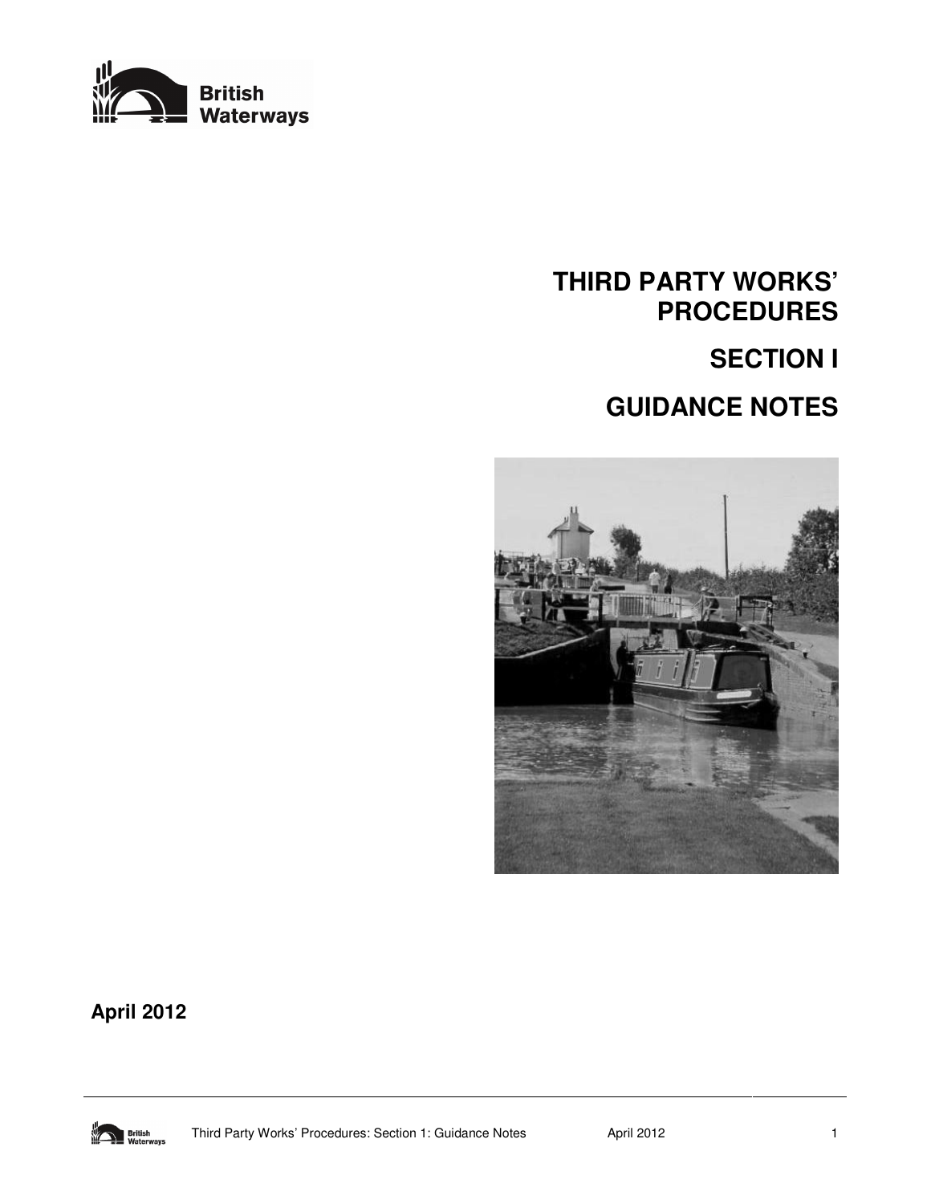British Waterways

# THIRD PARTY WORKS' PROCEDURES

# SECTION I

# GUIDANCE NOTES

**April 2012**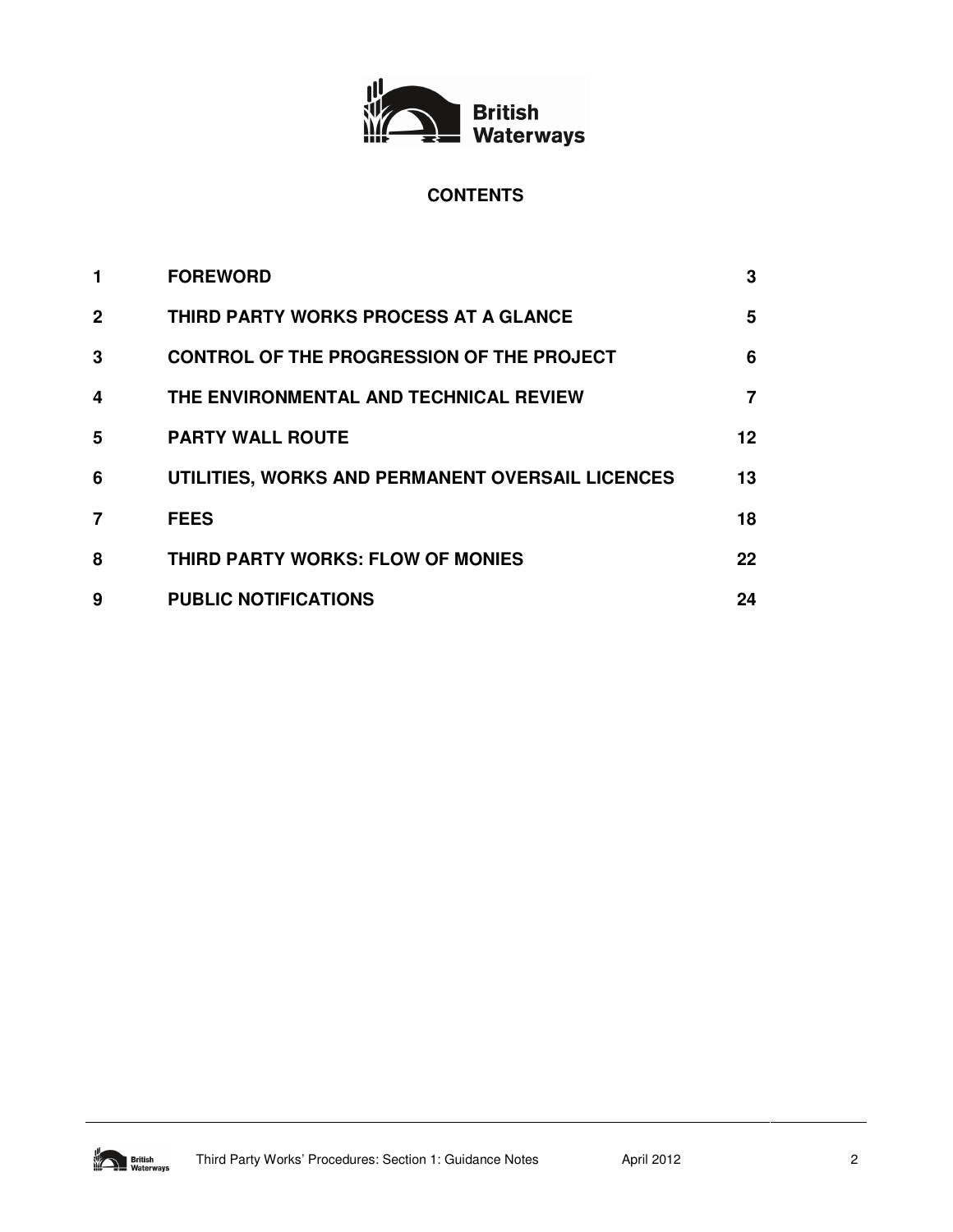# CONTENTS

| | | |
|---|---|---|
| **1** | **FOREWORD** | **3** |
| **2** | **THIRD PARTY WORKS PROCESS AT A GLANCE** | **5** |
| **3** | **CONTROL OF THE PROGRESSION OF THE PROJECT** | **6** |
| **4** | **THE ENVIRONMENTAL AND TECHNICAL REVIEW** | **7** |
| **5** | **PARTY WALL ROUTE** | **12** |
| **6** | **UTILITIES, WORKS AND PERMANENT OVERSAIL LICENCES** | **13** |
| **7** | **FEES** | **18** |
| **8** | **THIRD PARTY WORKS: FLOW OF MONIES** | **22** |
| **9** | **PUBLIC NOTIFICATIONS** | **24** |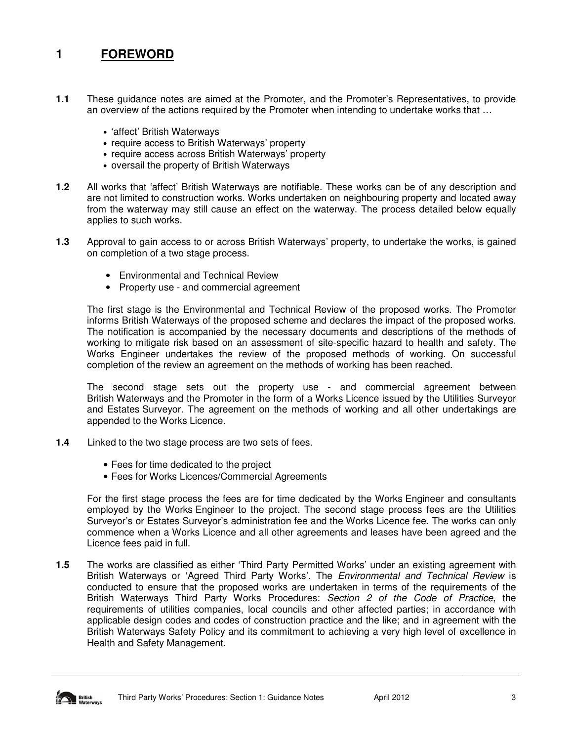# 1 FOREWORD

**1.1** These guidance notes are aimed at the Promoter, and the Promoter's Representatives, to provide an overview of the actions required by the Promoter when intending to undertake works that …

- 'affect' British Waterways
- require access to British Waterways' property
- require access across British Waterways' property
- oversail the property of British Waterways

**1.2** All works that 'affect' British Waterways are notifiable. These works can be of any description and are not limited to construction works. Works undertaken on neighbouring property and located away from the waterway may still cause an effect on the waterway. The process detailed below equally applies to such works.

**1.3** Approval to gain access to or across British Waterways' property, to undertake the works, is gained on completion of a two stage process.

- Environmental and Technical Review
- Property use - and commercial agreement

The first stage is the Environmental and Technical Review of the proposed works. The Promoter informs British Waterways of the proposed scheme and declares the impact of the proposed works. The notification is accompanied by the necessary documents and descriptions of the methods of working to mitigate risk based on an assessment of site-specific hazard to health and safety. The Works Engineer undertakes the review of the proposed methods of working. On successful completion of the review an agreement on the methods of working has been reached.

The second stage sets out the property use - and commercial agreement between British Waterways and the Promoter in the form of a Works Licence issued by the Utilities Surveyor and Estates Surveyor. The agreement on the methods of working and all other undertakings are appended to the Works Licence.

**1.4** Linked to the two stage process are two sets of fees.

- Fees for time dedicated to the project
- Fees for Works Licences/Commercial Agreements

For the first stage process the fees are for time dedicated by the Works Engineer and consultants employed by the Works Engineer to the project. The second stage process fees are the Utilities Surveyor's or Estates Surveyor's administration fee and the Works Licence fee. The works can only commence when a Works Licence and all other agreements and leases have been agreed and the Licence fees paid in full.

**1.5** The works are classified as either 'Third Party Permitted Works' under an existing agreement with British Waterways or 'Agreed Third Party Works'. The *Environmental and Technical Review* is conducted to ensure that the proposed works are undertaken in terms of the requirements of the British Waterways Third Party Works Procedures: *Section 2 of the Code of Practice*, the requirements of utilities companies, local councils and other affected parties; in accordance with applicable design codes and codes of construction practice and the like; and in agreement with the British Waterways Safety Policy and its commitment to achieving a very high level of excellence in Health and Safety Management.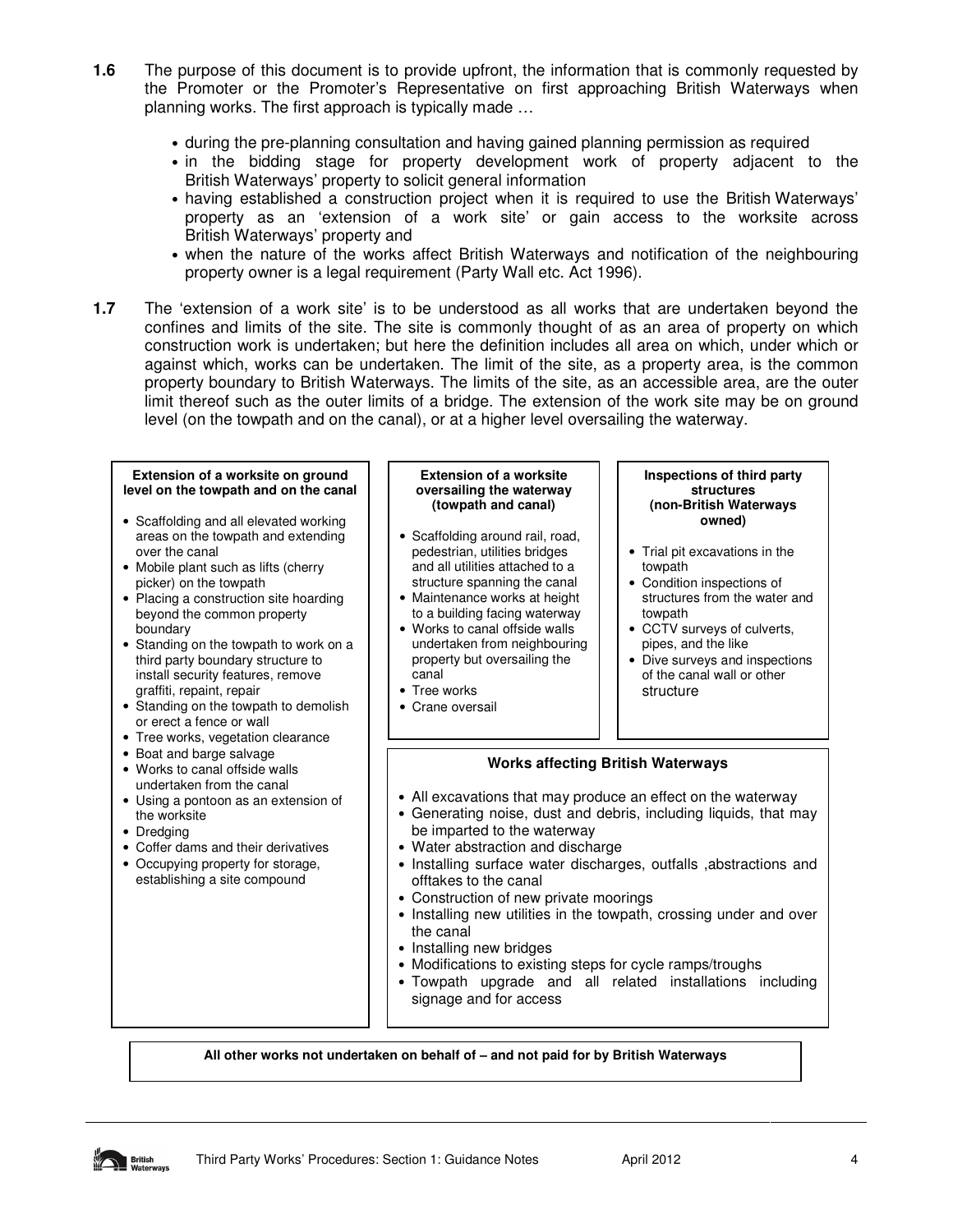**1.6** The purpose of this document is to provide upfront, the information that is commonly requested by the Promoter or the Promoter's Representative on first approaching British Waterways when planning works. The first approach is typically made …

- during the pre-planning consultation and having gained planning permission as required
- in the bidding stage for property development work of property adjacent to the British Waterways' property to solicit general information
- having established a construction project when it is required to use the British Waterways' property as an 'extension of a work site' or gain access to the worksite across British Waterways' property and
- when the nature of the works affect British Waterways and notification of the neighbouring property owner is a legal requirement (Party Wall etc. Act 1996).

**1.7** The 'extension of a work site' is to be understood as all works that are undertaken beyond the confines and limits of the site. The site is commonly thought of as an area of property on which construction work is undertaken; but here the definition includes all area on which, under which or against which, works can be undertaken. The limit of the site, as a property area, is the common property boundary to British Waterways. The limits of the site, as an accessible area, are the outer limit thereof such as the outer limits of a bridge. The extension of the work site may be on ground level (on the towpath and on the canal), or at a higher level oversailing the waterway.

**Extension of a worksite on ground level on the towpath and on the canal**

- Scaffolding and all elevated working areas on the towpath and extending over the canal
- Mobile plant such as lifts (cherry picker) on the towpath
- Placing a construction site hoarding beyond the common property boundary
- Standing on the towpath to work on a third party boundary structure to install security features, remove graffiti, repaint, repair
- Standing on the towpath to demolish or erect a fence or wall
- Tree works, vegetation clearance
- Boat and barge salvage
- Works to canal offside walls undertaken from the canal
- Using a pontoon as an extension of the worksite
- Dredging
- Coffer dams and their derivatives
- Occupying property for storage, establishing a site compound

**Extension of a worksite oversailing the waterway (towpath and canal)**

- Scaffolding around rail, road, pedestrian, utilities bridges and all utilities attached to a structure spanning the canal
- Maintenance works at height to a building facing waterway
- Works to canal offside walls undertaken from neighbouring property but oversailing the canal
- Tree works
- Crane oversail

**Inspections of third party structures (non-British Waterways owned)**

- Trial pit excavations in the towpath
- Condition inspections of structures from the water and towpath
- CCTV surveys of culverts, pipes, and the like
- Dive surveys and inspections of the canal wall or other structure

**Works affecting British Waterways**

- All excavations that may produce an effect on the waterway
- Generating noise, dust and debris, including liquids, that may be imparted to the waterway
- Water abstraction and discharge
- Installing surface water discharges, outfalls ,abstractions and offtakes to the canal
- Construction of new private moorings
- Installing new utilities in the towpath, crossing under and over the canal
- Installing new bridges
- Modifications to existing steps for cycle ramps/troughs
- Towpath upgrade and all related installations including signage and for access

**All other works not undertaken on behalf of – and not paid for by British Waterways**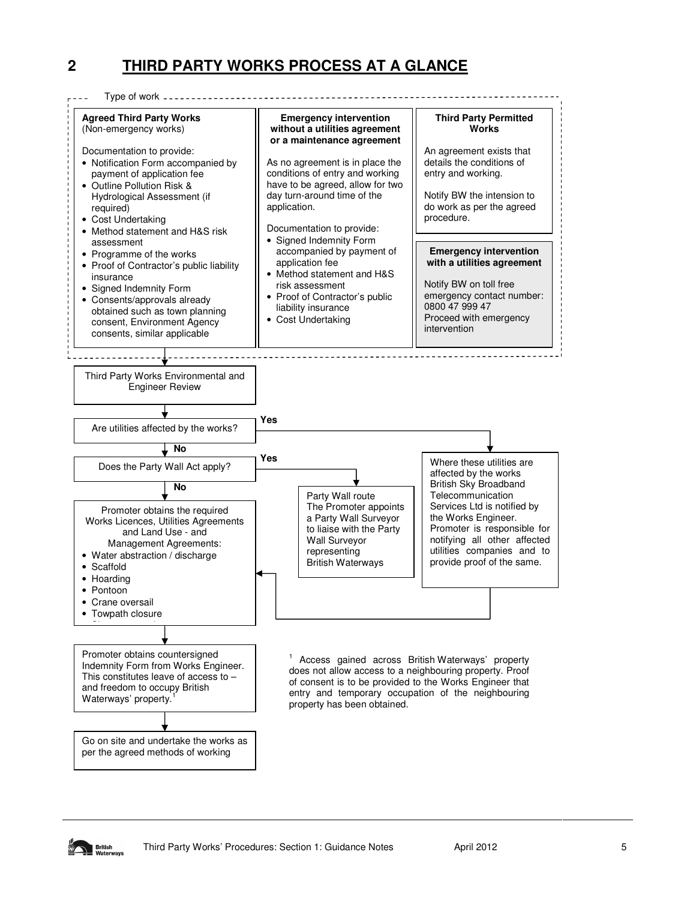## 2 THIRD PARTY WORKS PROCESS AT A GLANCE

**Type of work**

**Agreed Third Party Works** (Non-emergency works)

Documentation to provide:

- Notification Form accompanied by payment of application fee
- Outline Pollution Risk & Hydrological Assessment (if required)
- Cost Undertaking
- Method statement and H&S risk assessment
- Programme of the works
- Proof of Contractor's public liability insurance
- Signed Indemnity Form
- Consents/approvals already obtained such as town planning consent, Environment Agency consents, similar applicable

**Emergency intervention without a utilities agreement or a maintenance agreement**

As no agreement is in place the conditions of entry and working have to be agreed, allow for two day turn-around time of the application.

Documentation to provide:

- Signed Indemnity Form accompanied by payment of application fee
- Method statement and H&S risk assessment
- Proof of Contractor's public liability insurance
- Cost Undertaking

**Third Party Permitted Works**

An agreement exists that details the conditions of entry and working.

Notify BW the intension to do work as per the agreed procedure.

**Emergency intervention with a utilities agreement**

Notify BW on toll free emergency contact number: 0800 47 999 47

Proceed with emergency intervention

---

Third Party Works Environmental and Engineer Review

↓

Are utilities affected by the works?

- **Yes** → Where these utilities are affected by the works British Sky Broadband Telecommunication Services Ltd is notified by the Works Engineer. Promoter is responsible for notifying all other affected utilities companies and to provide proof of the same. → (returns to Works Licences step)
- **No** ↓

Does the Party Wall Act apply?

- **Yes** → Party Wall route: The Promoter appoints a Party Wall Surveyor to liaise with the Party Wall Surveyor representing British Waterways
- **No** ↓

Promoter obtains the required Works Licences, Utilities Agreements and Land Use - and Management Agreements:

- Water abstraction / discharge
- Scaffold
- Hoarding
- Pontoon
- Crane oversail
- Towpath closure

↓

Promoter obtains countersigned Indemnity Form from Works Engineer. This constitutes leave of access to – and freedom to occupy British Waterways' property.[1]

↓

Go on site and undertake the works as per the agreed methods of working

[1] Access gained across British Waterways' property does not allow access to a neighbouring property. Proof of consent is to be provided to the Works Engineer that entry and temporary occupation of the neighbouring property has been obtained.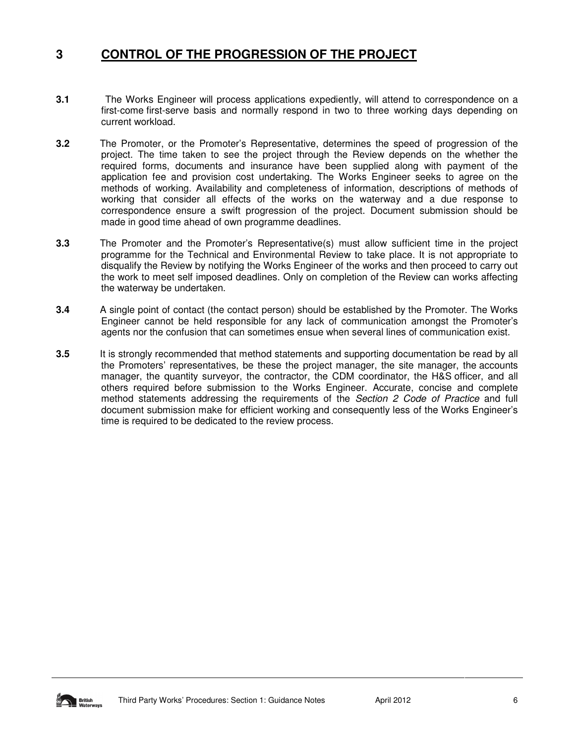# 3 CONTROL OF THE PROGRESSION OF THE PROJECT

**3.1** The Works Engineer will process applications expediently, will attend to correspondence on a first-come first-serve basis and normally respond in two to three working days depending on current workload.

**3.2** The Promoter, or the Promoter's Representative, determines the speed of progression of the project. The time taken to see the project through the Review depends on the whether the required forms, documents and insurance have been supplied along with payment of the application fee and provision cost undertaking. The Works Engineer seeks to agree on the methods of working. Availability and completeness of information, descriptions of methods of working that consider all effects of the works on the waterway and a due response to correspondence ensure a swift progression of the project. Document submission should be made in good time ahead of own programme deadlines.

**3.3** The Promoter and the Promoter's Representative(s) must allow sufficient time in the project programme for the Technical and Environmental Review to take place. It is not appropriate to disqualify the Review by notifying the Works Engineer of the works and then proceed to carry out the work to meet self imposed deadlines. Only on completion of the Review can works affecting the waterway be undertaken.

**3.4** A single point of contact (the contact person) should be established by the Promoter. The Works Engineer cannot be held responsible for any lack of communication amongst the Promoter's agents nor the confusion that can sometimes ensue when several lines of communication exist.

**3.5** It is strongly recommended that method statements and supporting documentation be read by all the Promoters' representatives, be these the project manager, the site manager, the accounts manager, the quantity surveyor, the contractor, the CDM coordinator, the H&S officer, and all others required before submission to the Works Engineer. Accurate, concise and complete method statements addressing the requirements of the *Section 2 Code of Practice* and full document submission make for efficient working and consequently less of the Works Engineer's time is required to be dedicated to the review process.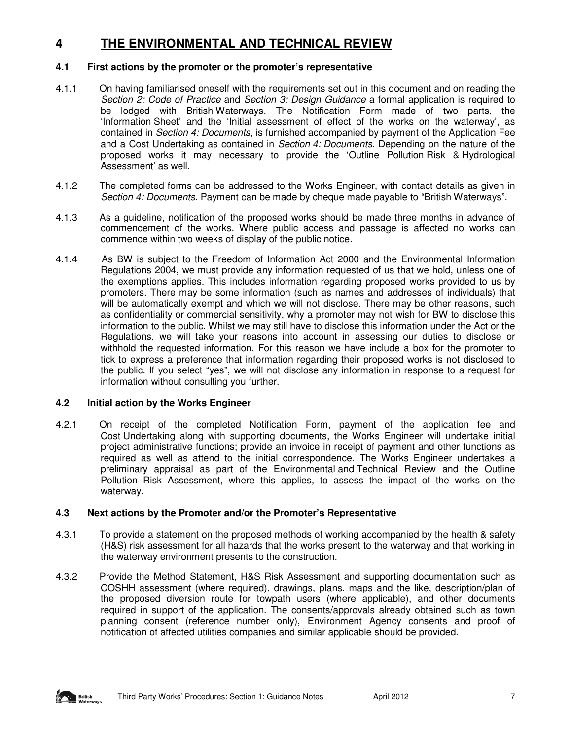# 4 THE ENVIRONMENTAL AND TECHNICAL REVIEW

### 4.1 First actions by the promoter or the promoter's representative

4.1.1 On having familiarised oneself with the requirements set out in this document and on reading the *Section 2: Code of Practice* and *Section 3: Design Guidance* a formal application is required to be lodged with British Waterways. The Notification Form made of two parts, the 'Information Sheet' and the 'Initial assessment of effect of the works on the waterway', as contained in *Section 4: Documents*, is furnished accompanied by payment of the Application Fee and a Cost Undertaking as contained in *Section 4: Documents*. Depending on the nature of the proposed works it may necessary to provide the 'Outline Pollution Risk & Hydrological Assessment' as well.

4.1.2 The completed forms can be addressed to the Works Engineer, with contact details as given in *Section 4: Documents*. Payment can be made by cheque made payable to "British Waterways".

4.1.3 As a guideline, notification of the proposed works should be made three months in advance of commencement of the works. Where public access and passage is affected no works can commence within two weeks of display of the public notice.

4.1.4 As BW is subject to the Freedom of Information Act 2000 and the Environmental Information Regulations 2004, we must provide any information requested of us that we hold, unless one of the exemptions applies. This includes information regarding proposed works provided to us by promoters. There may be some information (such as names and addresses of individuals) that will be automatically exempt and which we will not disclose. There may be other reasons, such as confidentiality or commercial sensitivity, why a promoter may not wish for BW to disclose this information to the public. Whilst we may still have to disclose this information under the Act or the Regulations, we will take your reasons into account in assessing our duties to disclose or withhold the requested information. For this reason we have include a box for the promoter to tick to express a preference that information regarding their proposed works is not disclosed to the public. If you select "yes", we will not disclose any information in response to a request for information without consulting you further.

### 4.2 Initial action by the Works Engineer

4.2.1 On receipt of the completed Notification Form, payment of the application fee and Cost Undertaking along with supporting documents, the Works Engineer will undertake initial project administrative functions; provide an invoice in receipt of payment and other functions as required as well as attend to the initial correspondence. The Works Engineer undertakes a preliminary appraisal as part of the Environmental and Technical Review and the Outline Pollution Risk Assessment, where this applies, to assess the impact of the works on the waterway.

### 4.3 Next actions by the Promoter and/or the Promoter's Representative

4.3.1 To provide a statement on the proposed methods of working accompanied by the health & safety (H&S) risk assessment for all hazards that the works present to the waterway and that working in the waterway environment presents to the construction.

4.3.2 Provide the Method Statement, H&S Risk Assessment and supporting documentation such as COSHH assessment (where required), drawings, plans, maps and the like, description/plan of the proposed diversion route for towpath users (where applicable), and other documents required in support of the application. The consents/approvals already obtained such as town planning consent (reference number only), Environment Agency consents and proof of notification of affected utilities companies and similar applicable should be provided.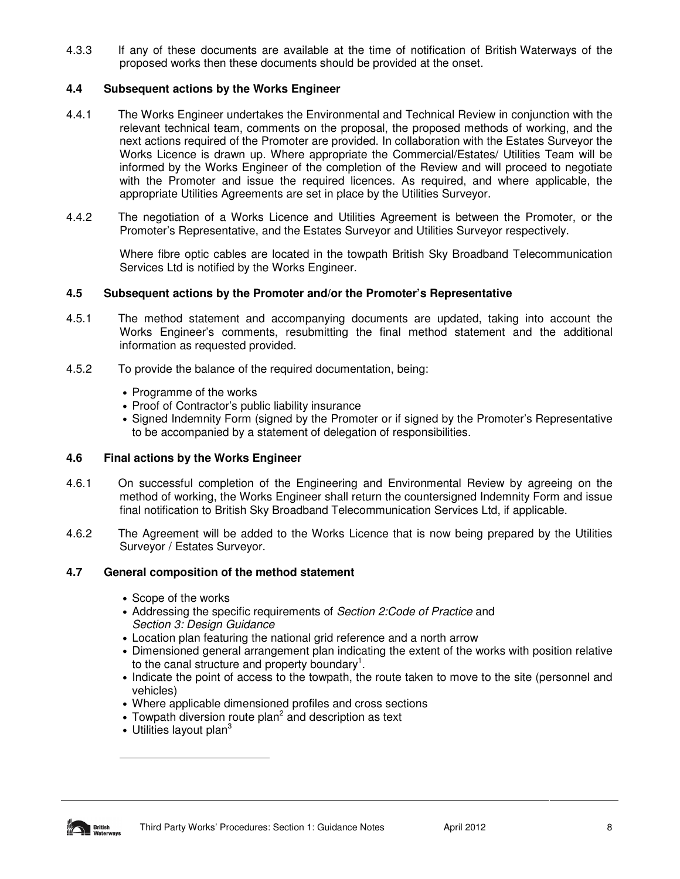4.3.3 If any of these documents are available at the time of notification of British Waterways of the proposed works then these documents should be provided at the onset.

### 4.4 Subsequent actions by the Works Engineer

4.4.1 The Works Engineer undertakes the Environmental and Technical Review in conjunction with the relevant technical team, comments on the proposal, the proposed methods of working, and the next actions required of the Promoter are provided. In collaboration with the Estates Surveyor the Works Licence is drawn up. Where appropriate the Commercial/Estates/ Utilities Team will be informed by the Works Engineer of the completion of the Review and will proceed to negotiate with the Promoter and issue the required licences. As required, and where applicable, the appropriate Utilities Agreements are set in place by the Utilities Surveyor.

4.4.2 The negotiation of a Works Licence and Utilities Agreement is between the Promoter, or the Promoter's Representative, and the Estates Surveyor and Utilities Surveyor respectively.

Where fibre optic cables are located in the towpath British Sky Broadband Telecommunication Services Ltd is notified by the Works Engineer.

### 4.5 Subsequent actions by the Promoter and/or the Promoter's Representative

4.5.1 The method statement and accompanying documents are updated, taking into account the Works Engineer's comments, resubmitting the final method statement and the additional information as requested provided.

4.5.2 To provide the balance of the required documentation, being:

- Programme of the works
- Proof of Contractor's public liability insurance
- Signed Indemnity Form (signed by the Promoter or if signed by the Promoter's Representative to be accompanied by a statement of delegation of responsibilities.

### 4.6 Final actions by the Works Engineer

4.6.1 On successful completion of the Engineering and Environmental Review by agreeing on the method of working, the Works Engineer shall return the countersigned Indemnity Form and issue final notification to British Sky Broadband Telecommunication Services Ltd, if applicable.

4.6.2 The Agreement will be added to the Works Licence that is now being prepared by the Utilities Surveyor / Estates Surveyor.

### 4.7 General composition of the method statement

- Scope of the works
- Addressing the specific requirements of *Section 2:Code of Practice* and *Section 3: Design Guidance*
- Location plan featuring the national grid reference and a north arrow
- Dimensioned general arrangement plan indicating the extent of the works with position relative to the canal structure and property boundary[1].
- Indicate the point of access to the towpath, the route taken to move to the site (personnel and vehicles)
- Where applicable dimensioned profiles and cross sections
- Towpath diversion route plan[2] and description as text
- Utilities layout plan[3]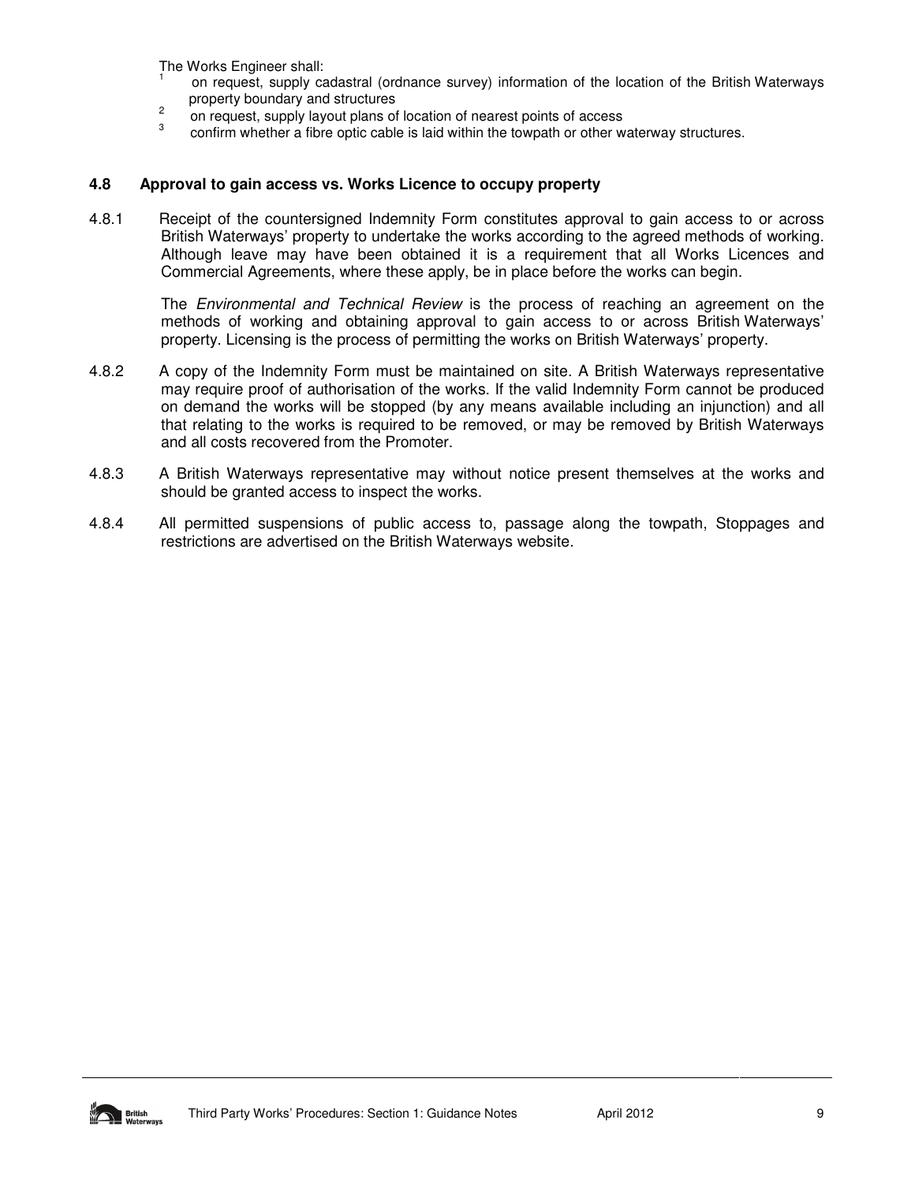The Works Engineer shall:

1. on request, supply cadastral (ordnance survey) information of the location of the British Waterways property boundary and structures
2. on request, supply layout plans of location of nearest points of access
3. confirm whether a fibre optic cable is laid within the towpath or other waterway structures.

### 4.8 Approval to gain access vs. Works Licence to occupy property

4.8.1 Receipt of the countersigned Indemnity Form constitutes approval to gain access to or across British Waterways' property to undertake the works according to the agreed methods of working. Although leave may have been obtained it is a requirement that all Works Licences and Commercial Agreements, where these apply, be in place before the works can begin.

The *Environmental and Technical Review* is the process of reaching an agreement on the methods of working and obtaining approval to gain access to or across British Waterways' property. Licensing is the process of permitting the works on British Waterways' property.

4.8.2 A copy of the Indemnity Form must be maintained on site. A British Waterways representative may require proof of authorisation of the works. If the valid Indemnity Form cannot be produced on demand the works will be stopped (by any means available including an injunction) and all that relating to the works is required to be removed, or may be removed by British Waterways and all costs recovered from the Promoter.

4.8.3 A British Waterways representative may without notice present themselves at the works and should be granted access to inspect the works.

4.8.4 All permitted suspensions of public access to, passage along the towpath, Stoppages and restrictions are advertised on the British Waterways website.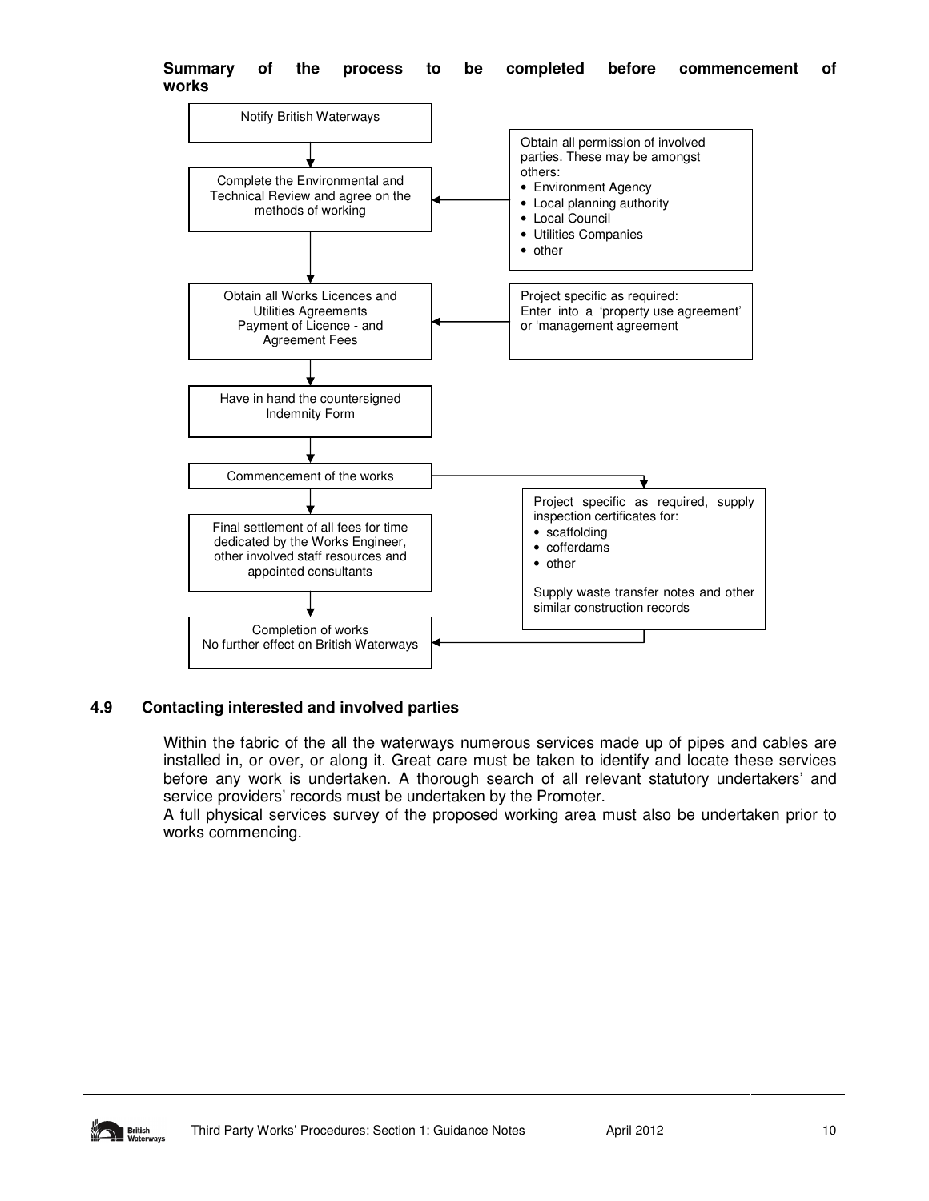**Summary of the process to be completed before commencement of works**

Notify British Waterways

↓

Complete the Environmental and Technical Review and agree on the methods of working

← Obtain all permission of involved parties. These may be amongst others:
- Environment Agency
- Local planning authority
- Local Council
- Utilities Companies
- other

↓

Obtain all Works Licences and Utilities Agreements
Payment of Licence - and Agreement Fees

← Project specific as required:
Enter into a 'property use agreement' or 'management agreement

↓

Have in hand the countersigned Indemnity Form

↓

Commencement of the works

→ Project specific as required, supply inspection certificates for:
- scaffolding
- cofferdams
- other

Supply waste transfer notes and other similar construction records

↓

Final settlement of all fees for time dedicated by the Works Engineer, other involved staff resources and appointed consultants

↓

Completion of works
No further effect on British Waterways

## 4.9 Contacting interested and involved parties

Within the fabric of the all the waterways numerous services made up of pipes and cables are installed in, or over, or along it. Great care must be taken to identify and locate these services before any work is undertaken. A thorough search of all relevant statutory undertakers' and service providers' records must be undertaken by the Promoter.

A full physical services survey of the proposed working area must also be undertaken prior to works commencing.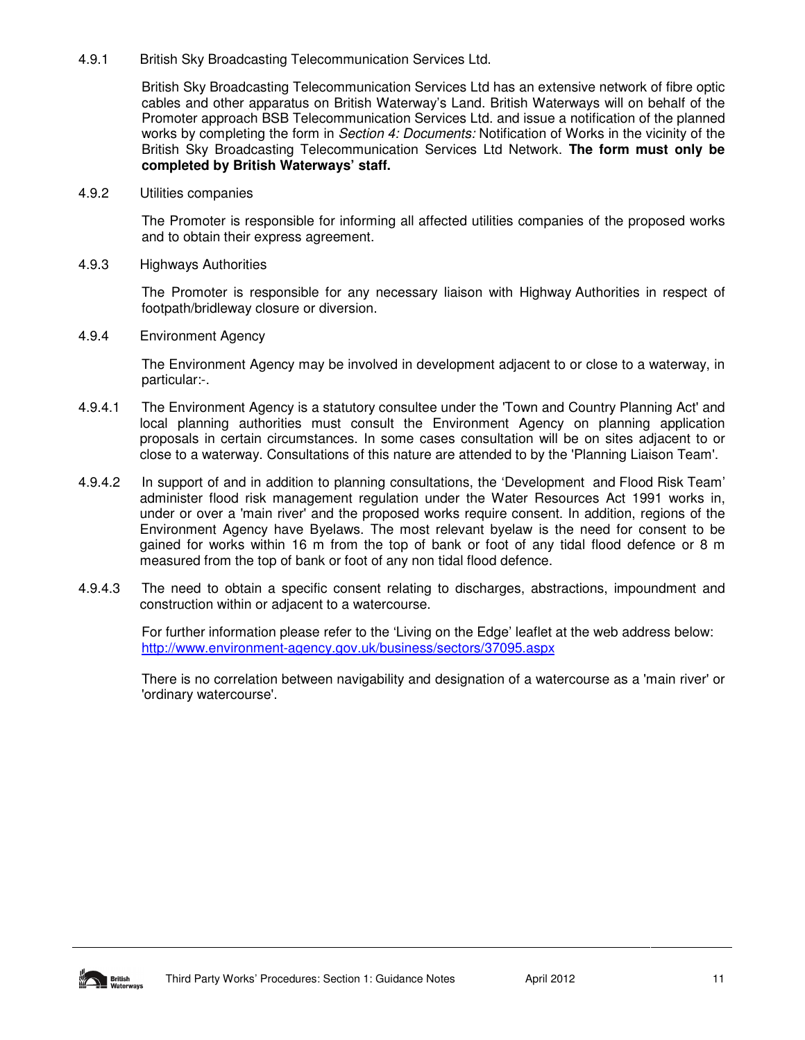4.9.1 British Sky Broadcasting Telecommunication Services Ltd.

British Sky Broadcasting Telecommunication Services Ltd has an extensive network of fibre optic cables and other apparatus on British Waterway's Land. British Waterways will on behalf of the Promoter approach BSB Telecommunication Services Ltd. and issue a notification of the planned works by completing the form in *Section 4: Documents:* Notification of Works in the vicinity of the British Sky Broadcasting Telecommunication Services Ltd Network. **The form must only be completed by British Waterways' staff.**

4.9.2 Utilities companies

The Promoter is responsible for informing all affected utilities companies of the proposed works and to obtain their express agreement.

4.9.3 Highways Authorities

The Promoter is responsible for any necessary liaison with Highway Authorities in respect of footpath/bridleway closure or diversion.

4.9.4 Environment Agency

The Environment Agency may be involved in development adjacent to or close to a waterway, in particular:-.

4.9.4.1 The Environment Agency is a statutory consultee under the 'Town and Country Planning Act' and local planning authorities must consult the Environment Agency on planning application proposals in certain circumstances. In some cases consultation will be on sites adjacent to or close to a waterway. Consultations of this nature are attended to by the 'Planning Liaison Team'.

4.9.4.2 In support of and in addition to planning consultations, the 'Development and Flood Risk Team' administer flood risk management regulation under the Water Resources Act 1991 works in, under or over a 'main river' and the proposed works require consent. In addition, regions of the Environment Agency have Byelaws. The most relevant byelaw is the need for consent to be gained for works within 16 m from the top of bank or foot of any tidal flood defence or 8 m measured from the top of bank or foot of any non tidal flood defence.

4.9.4.3 The need to obtain a specific consent relating to discharges, abstractions, impoundment and construction within or adjacent to a watercourse.

For further information please refer to the 'Living on the Edge' leaflet at the web address below: http://www.environment-agency.gov.uk/business/sectors/37095.aspx

There is no correlation between navigability and designation of a watercourse as a 'main river' or 'ordinary watercourse'.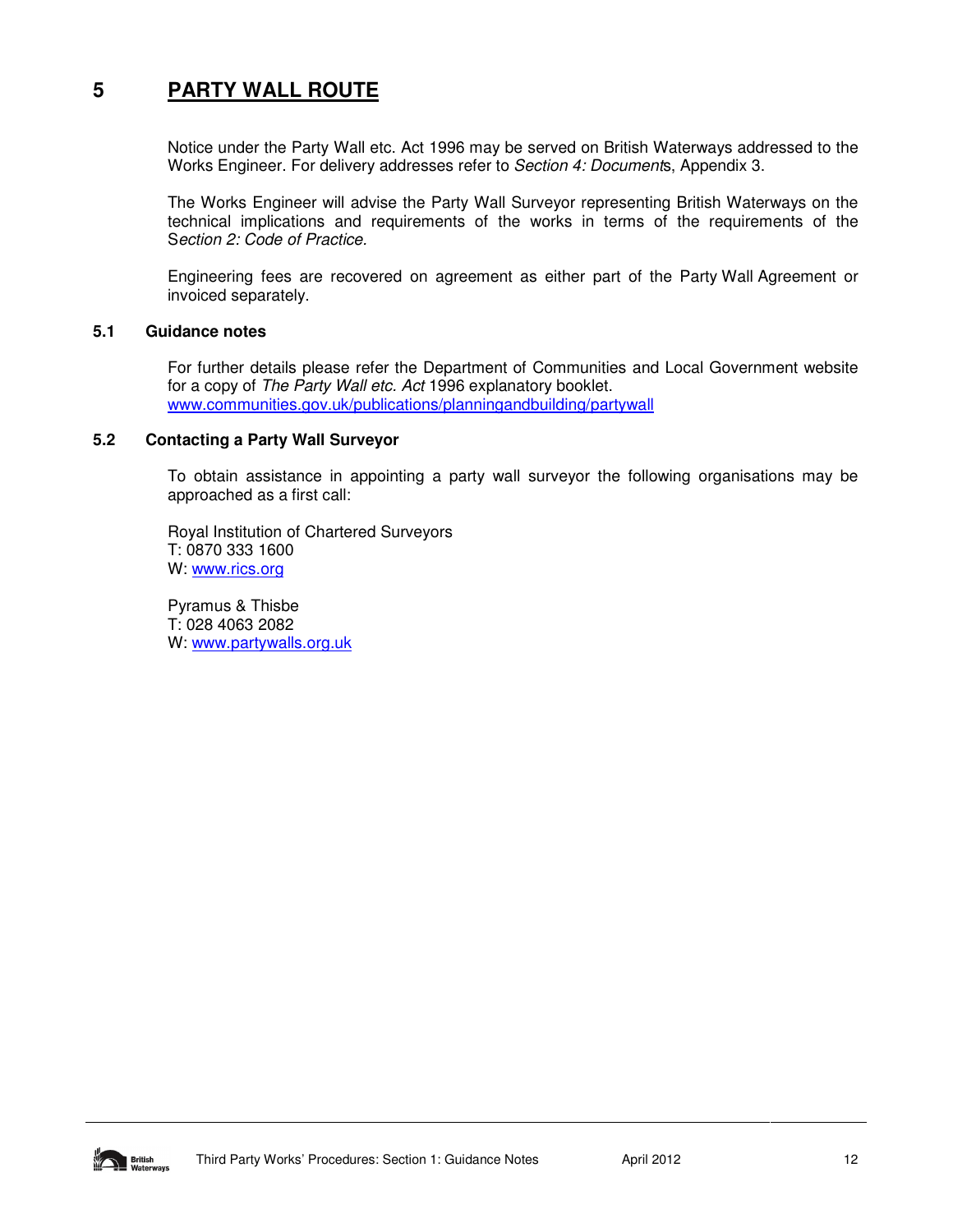# 5 PARTY WALL ROUTE

Notice under the Party Wall etc. Act 1996 may be served on British Waterways addressed to the Works Engineer. For delivery addresses refer to *Section 4: Documents*, Appendix 3.

The Works Engineer will advise the Party Wall Surveyor representing British Waterways on the technical implications and requirements of the works in terms of the requirements of the *Section 2: Code of Practice.*

Engineering fees are recovered on agreement as either part of the Party Wall Agreement or invoiced separately.

## 5.1 Guidance notes

For further details please refer the Department of Communities and Local Government website for a copy of *The Party Wall etc. Act* 1996 explanatory booklet.
www.communities.gov.uk/publications/planningandbuilding/partywall

## 5.2 Contacting a Party Wall Surveyor

To obtain assistance in appointing a party wall surveyor the following organisations may be approached as a first call:

Royal Institution of Chartered Surveyors
T: 0870 333 1600
W: www.rics.org

Pyramus & Thisbe
T: 028 4063 2082
W: www.partywalls.org.uk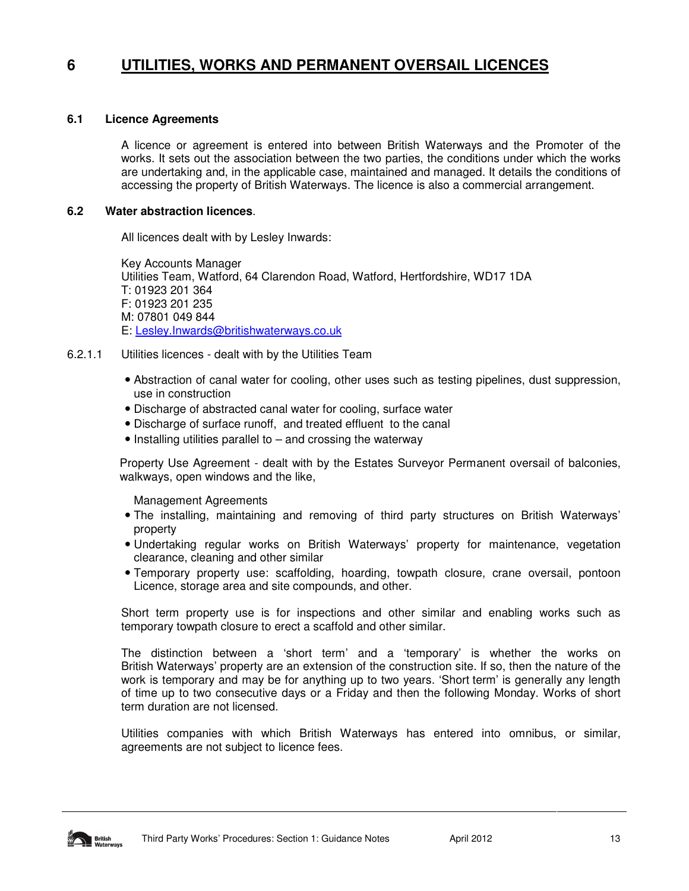# 6 UTILITIES, WORKS AND PERMANENT OVERSAIL LICENCES

## 6.1 Licence Agreements

A licence or agreement is entered into between British Waterways and the Promoter of the works. It sets out the association between the two parties, the conditions under which the works are undertaking and, in the applicable case, maintained and managed. It details the conditions of accessing the property of British Waterways. The licence is also a commercial arrangement.

## 6.2 Water abstraction licences.

All licences dealt with by Lesley Inwards:

Key Accounts Manager
Utilities Team, Watford, 64 Clarendon Road, Watford, Hertfordshire, WD17 1DA
T: 01923 201 364
F: 01923 201 235
M: 07801 049 844
E: Lesley.Inwards@britishwaterways.co.uk

6.2.1.1 Utilities licences - dealt with by the Utilities Team

- Abstraction of canal water for cooling, other uses such as testing pipelines, dust suppression, use in construction
- Discharge of abstracted canal water for cooling, surface water
- Discharge of surface runoff, and treated effluent to the canal
- Installing utilities parallel to – and crossing the waterway

Property Use Agreement - dealt with by the Estates Surveyor Permanent oversail of balconies, walkways, open windows and the like,

Management Agreements

- The installing, maintaining and removing of third party structures on British Waterways' property
- Undertaking regular works on British Waterways' property for maintenance, vegetation clearance, cleaning and other similar
- Temporary property use: scaffolding, hoarding, towpath closure, crane oversail, pontoon Licence, storage area and site compounds, and other.

Short term property use is for inspections and other similar and enabling works such as temporary towpath closure to erect a scaffold and other similar.

The distinction between a 'short term' and a 'temporary' is whether the works on British Waterways' property are an extension of the construction site. If so, then the nature of the work is temporary and may be for anything up to two years. 'Short term' is generally any length of time up to two consecutive days or a Friday and then the following Monday. Works of short term duration are not licensed.

Utilities companies with which British Waterways has entered into omnibus, or similar, agreements are not subject to licence fees.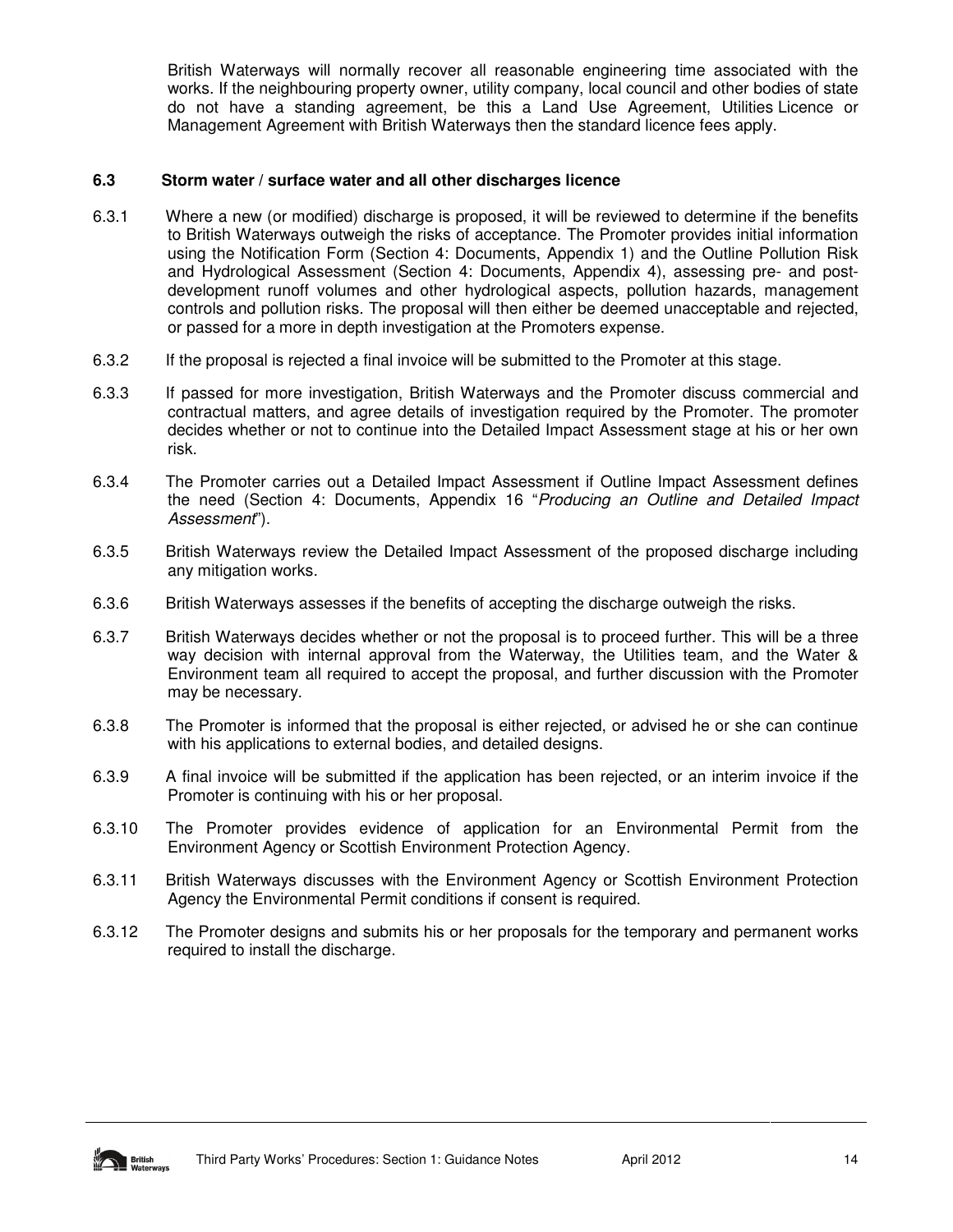British Waterways will normally recover all reasonable engineering time associated with the works. If the neighbouring property owner, utility company, local council and other bodies of state do not have a standing agreement, be this a Land Use Agreement, Utilities Licence or Management Agreement with British Waterways then the standard licence fees apply.

### 6.3 Storm water / surface water and all other discharges licence

6.3.1 Where a new (or modified) discharge is proposed, it will be reviewed to determine if the benefits to British Waterways outweigh the risks of acceptance. The Promoter provides initial information using the Notification Form (Section 4: Documents, Appendix 1) and the Outline Pollution Risk and Hydrological Assessment (Section 4: Documents, Appendix 4), assessing pre- and post-development runoff volumes and other hydrological aspects, pollution hazards, management controls and pollution risks. The proposal will then either be deemed unacceptable and rejected, or passed for a more in depth investigation at the Promoters expense.

6.3.2 If the proposal is rejected a final invoice will be submitted to the Promoter at this stage.

6.3.3 If passed for more investigation, British Waterways and the Promoter discuss commercial and contractual matters, and agree details of investigation required by the Promoter. The promoter decides whether or not to continue into the Detailed Impact Assessment stage at his or her own risk.

6.3.4 The Promoter carries out a Detailed Impact Assessment if Outline Impact Assessment defines the need (Section 4: Documents, Appendix 16 "*Producing an Outline and Detailed Impact Assessment*").

6.3.5 British Waterways review the Detailed Impact Assessment of the proposed discharge including any mitigation works.

6.3.6 British Waterways assesses if the benefits of accepting the discharge outweigh the risks.

6.3.7 British Waterways decides whether or not the proposal is to proceed further. This will be a three way decision with internal approval from the Waterway, the Utilities team, and the Water & Environment team all required to accept the proposal, and further discussion with the Promoter may be necessary.

6.3.8 The Promoter is informed that the proposal is either rejected, or advised he or she can continue with his applications to external bodies, and detailed designs.

6.3.9 A final invoice will be submitted if the application has been rejected, or an interim invoice if the Promoter is continuing with his or her proposal.

6.3.10 The Promoter provides evidence of application for an Environmental Permit from the Environment Agency or Scottish Environment Protection Agency.

6.3.11 British Waterways discusses with the Environment Agency or Scottish Environment Protection Agency the Environmental Permit conditions if consent is required.

6.3.12 The Promoter designs and submits his or her proposals for the temporary and permanent works required to install the discharge.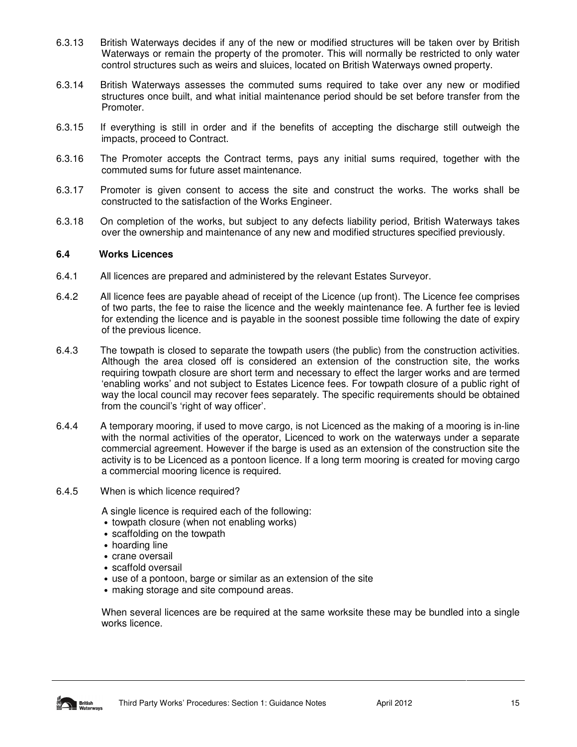6.3.13 British Waterways decides if any of the new or modified structures will be taken over by British Waterways or remain the property of the promoter. This will normally be restricted to only water control structures such as weirs and sluices, located on British Waterways owned property.

6.3.14 British Waterways assesses the commuted sums required to take over any new or modified structures once built, and what initial maintenance period should be set before transfer from the Promoter.

6.3.15 If everything is still in order and if the benefits of accepting the discharge still outweigh the impacts, proceed to Contract.

6.3.16 The Promoter accepts the Contract terms, pays any initial sums required, together with the commuted sums for future asset maintenance.

6.3.17 Promoter is given consent to access the site and construct the works. The works shall be constructed to the satisfaction of the Works Engineer.

6.3.18 On completion of the works, but subject to any defects liability period, British Waterways takes over the ownership and maintenance of any new and modified structures specified previously.

### 6.4 Works Licences

6.4.1 All licences are prepared and administered by the relevant Estates Surveyor.

6.4.2 All licence fees are payable ahead of receipt of the Licence (up front). The Licence fee comprises of two parts, the fee to raise the licence and the weekly maintenance fee. A further fee is levied for extending the licence and is payable in the soonest possible time following the date of expiry of the previous licence.

6.4.3 The towpath is closed to separate the towpath users (the public) from the construction activities. Although the area closed off is considered an extension of the construction site, the works requiring towpath closure are short term and necessary to effect the larger works and are termed 'enabling works' and not subject to Estates Licence fees. For towpath closure of a public right of way the local council may recover fees separately. The specific requirements should be obtained from the council's 'right of way officer'.

6.4.4 A temporary mooring, if used to move cargo, is not Licenced as the making of a mooring is in-line with the normal activities of the operator, Licenced to work on the waterways under a separate commercial agreement. However if the barge is used as an extension of the construction site the activity is to be Licenced as a pontoon licence. If a long term mooring is created for moving cargo a commercial mooring licence is required.

6.4.5 When is which licence required?

A single licence is required each of the following:

- towpath closure (when not enabling works)
- scaffolding on the towpath
- hoarding line
- crane oversail
- scaffold oversail
- use of a pontoon, barge or similar as an extension of the site
- making storage and site compound areas.

When several licences are be required at the same worksite these may be bundled into a single works licence.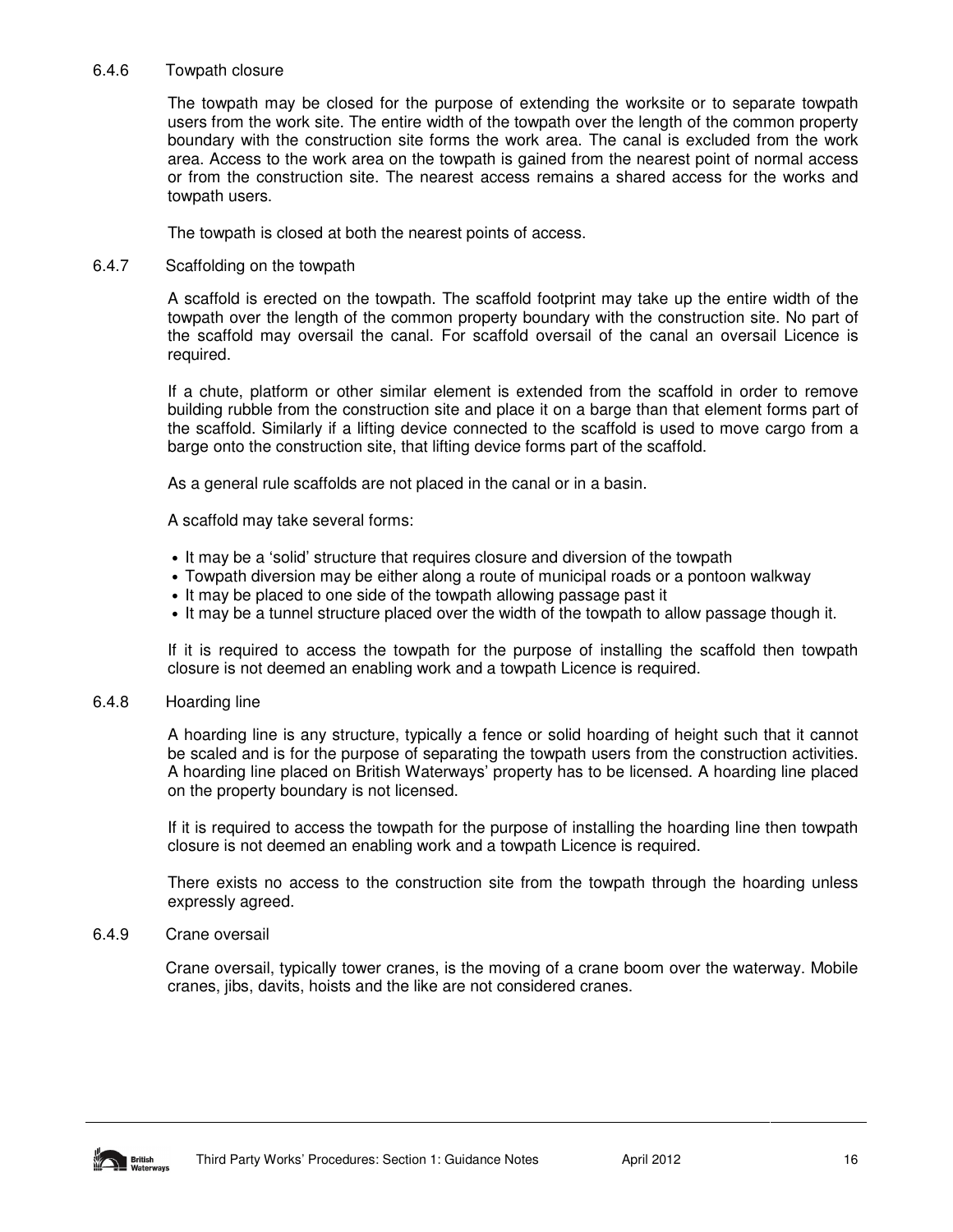#### 6.4.6 Towpath closure

The towpath may be closed for the purpose of extending the worksite or to separate towpath users from the work site. The entire width of the towpath over the length of the common property boundary with the construction site forms the work area. The canal is excluded from the work area. Access to the work area on the towpath is gained from the nearest point of normal access or from the construction site. The nearest access remains a shared access for the works and towpath users.

The towpath is closed at both the nearest points of access.

#### 6.4.7 Scaffolding on the towpath

A scaffold is erected on the towpath. The scaffold footprint may take up the entire width of the towpath over the length of the common property boundary with the construction site. No part of the scaffold may oversail the canal. For scaffold oversail of the canal an oversail Licence is required.

If a chute, platform or other similar element is extended from the scaffold in order to remove building rubble from the construction site and place it on a barge than that element forms part of the scaffold. Similarly if a lifting device connected to the scaffold is used to move cargo from a barge onto the construction site, that lifting device forms part of the scaffold.

As a general rule scaffolds are not placed in the canal or in a basin.

A scaffold may take several forms:

- It may be a 'solid' structure that requires closure and diversion of the towpath
- Towpath diversion may be either along a route of municipal roads or a pontoon walkway
- It may be placed to one side of the towpath allowing passage past it
- It may be a tunnel structure placed over the width of the towpath to allow passage though it.

If it is required to access the towpath for the purpose of installing the scaffold then towpath closure is not deemed an enabling work and a towpath Licence is required.

#### 6.4.8 Hoarding line

A hoarding line is any structure, typically a fence or solid hoarding of height such that it cannot be scaled and is for the purpose of separating the towpath users from the construction activities. A hoarding line placed on British Waterways' property has to be licensed. A hoarding line placed on the property boundary is not licensed.

If it is required to access the towpath for the purpose of installing the hoarding line then towpath closure is not deemed an enabling work and a towpath Licence is required.

There exists no access to the construction site from the towpath through the hoarding unless expressly agreed.

#### 6.4.9 Crane oversail

Crane oversail, typically tower cranes, is the moving of a crane boom over the waterway. Mobile cranes, jibs, davits, hoists and the like are not considered cranes.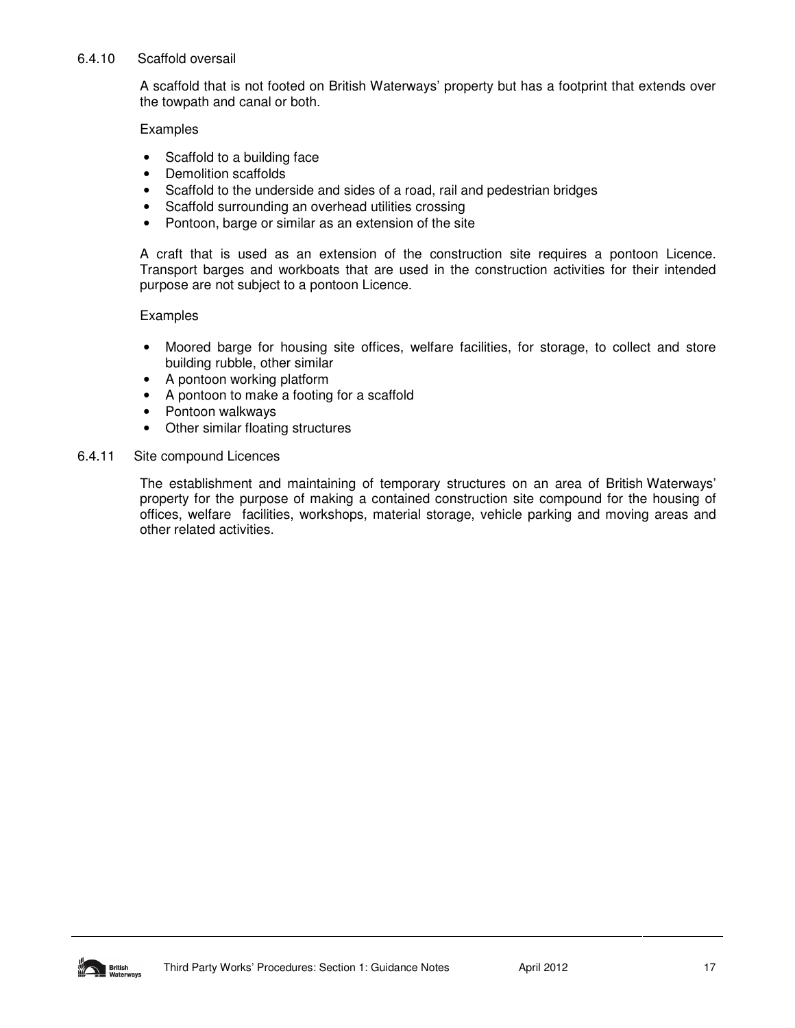#### 6.4.10 Scaffold oversail

A scaffold that is not footed on British Waterways' property but has a footprint that extends over the towpath and canal or both.

Examples

- Scaffold to a building face
- Demolition scaffolds
- Scaffold to the underside and sides of a road, rail and pedestrian bridges
- Scaffold surrounding an overhead utilities crossing
- Pontoon, barge or similar as an extension of the site

A craft that is used as an extension of the construction site requires a pontoon Licence. Transport barges and workboats that are used in the construction activities for their intended purpose are not subject to a pontoon Licence.

Examples

- Moored barge for housing site offices, welfare facilities, for storage, to collect and store building rubble, other similar
- A pontoon working platform
- A pontoon to make a footing for a scaffold
- Pontoon walkways
- Other similar floating structures

#### 6.4.11 Site compound Licences

The establishment and maintaining of temporary structures on an area of British Waterways' property for the purpose of making a contained construction site compound for the housing of offices, welfare facilities, workshops, material storage, vehicle parking and moving areas and other related activities.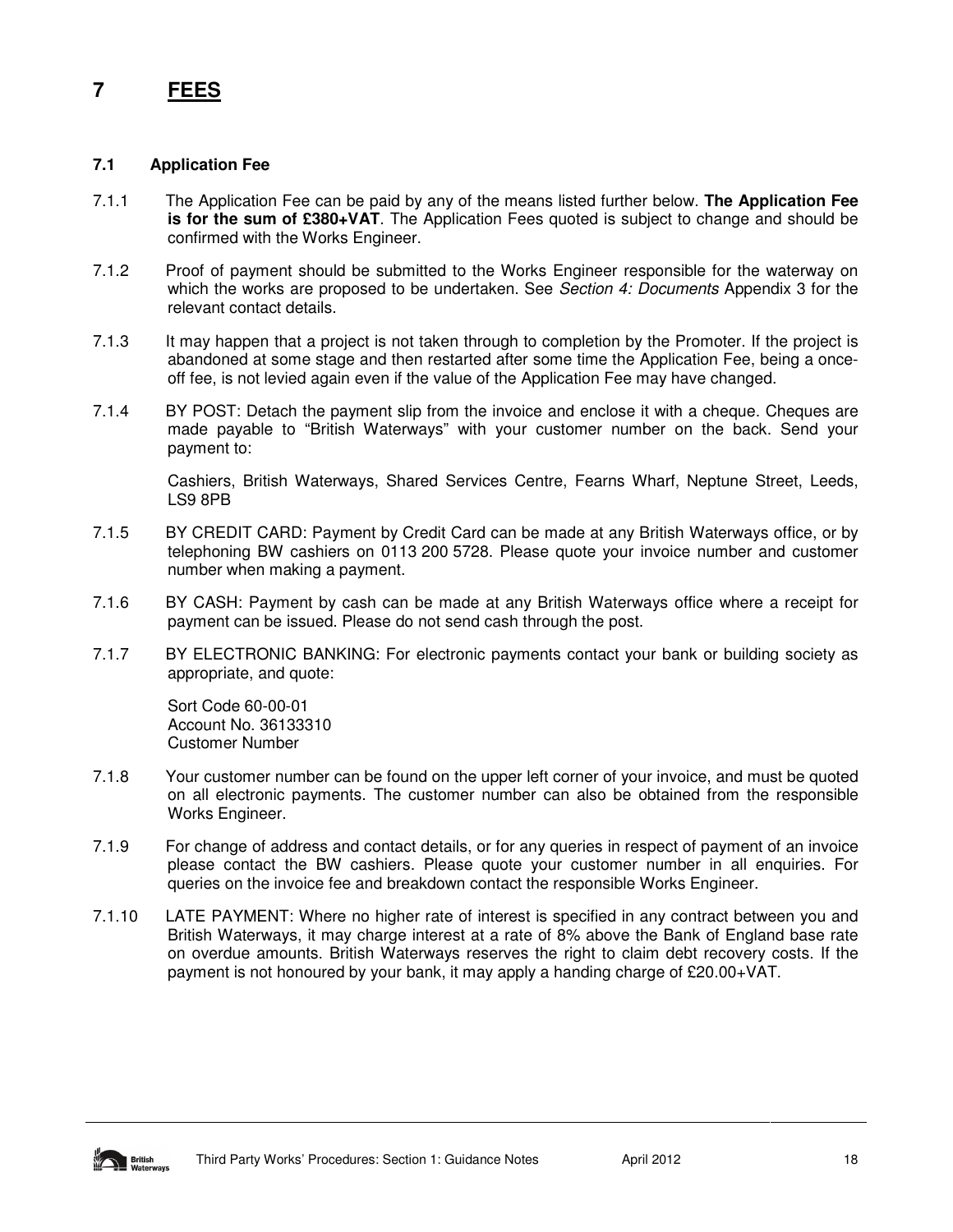# 7 FEES

## 7.1 Application Fee

7.1.1 The Application Fee can be paid by any of the means listed further below. **The Application Fee is for the sum of £380+VAT**. The Application Fees quoted is subject to change and should be confirmed with the Works Engineer.

7.1.2 Proof of payment should be submitted to the Works Engineer responsible for the waterway on which the works are proposed to be undertaken. See *Section 4: Documents* Appendix 3 for the relevant contact details.

7.1.3 It may happen that a project is not taken through to completion by the Promoter. If the project is abandoned at some stage and then restarted after some time the Application Fee, being a once-off fee, is not levied again even if the value of the Application Fee may have changed.

7.1.4 BY POST: Detach the payment slip from the invoice and enclose it with a cheque. Cheques are made payable to "British Waterways" with your customer number on the back. Send your payment to:

Cashiers, British Waterways, Shared Services Centre, Fearns Wharf, Neptune Street, Leeds, LS9 8PB

7.1.5 BY CREDIT CARD: Payment by Credit Card can be made at any British Waterways office, or by telephoning BW cashiers on 0113 200 5728. Please quote your invoice number and customer number when making a payment.

7.1.6 BY CASH: Payment by cash can be made at any British Waterways office where a receipt for payment can be issued. Please do not send cash through the post.

7.1.7 BY ELECTRONIC BANKING: For electronic payments contact your bank or building society as appropriate, and quote:

Sort Code 60-00-01
Account No. 36133310
Customer Number

7.1.8 Your customer number can be found on the upper left corner of your invoice, and must be quoted on all electronic payments. The customer number can also be obtained from the responsible Works Engineer.

7.1.9 For change of address and contact details, or for any queries in respect of payment of an invoice please contact the BW cashiers. Please quote your customer number in all enquiries. For queries on the invoice fee and breakdown contact the responsible Works Engineer.

7.1.10 LATE PAYMENT: Where no higher rate of interest is specified in any contract between you and British Waterways, it may charge interest at a rate of 8% above the Bank of England base rate on overdue amounts. British Waterways reserves the right to claim debt recovery costs. If the payment is not honoured by your bank, it may apply a handing charge of £20.00+VAT.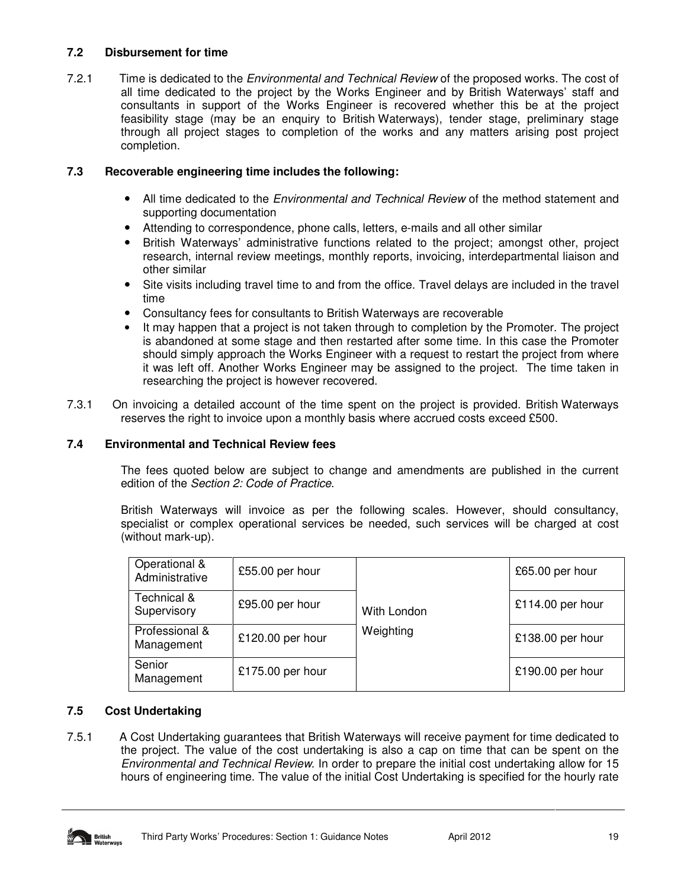### 7.2 Disbursement for time

7.2.1 Time is dedicated to the *Environmental and Technical Review* of the proposed works. The cost of all time dedicated to the project by the Works Engineer and by British Waterways' staff and consultants in support of the Works Engineer is recovered whether this be at the project feasibility stage (may be an enquiry to British Waterways), tender stage, preliminary stage through all project stages to completion of the works and any matters arising post project completion.

### 7.3 Recoverable engineering time includes the following:

- All time dedicated to the *Environmental and Technical Review* of the method statement and supporting documentation
- Attending to correspondence, phone calls, letters, e-mails and all other similar
- British Waterways' administrative functions related to the project; amongst other, project research, internal review meetings, monthly reports, invoicing, interdepartmental liaison and other similar
- Site visits including travel time to and from the office. Travel delays are included in the travel time
- Consultancy fees for consultants to British Waterways are recoverable
- It may happen that a project is not taken through to completion by the Promoter. The project is abandoned at some stage and then restarted after some time. In this case the Promoter should simply approach the Works Engineer with a request to restart the project from where it was left off. Another Works Engineer may be assigned to the project. The time taken in researching the project is however recovered.

7.3.1 On invoicing a detailed account of the time spent on the project is provided. British Waterways reserves the right to invoice upon a monthly basis where accrued costs exceed £500.

### 7.4 Environmental and Technical Review fees

The fees quoted below are subject to change and amendments are published in the current edition of the *Section 2: Code of Practice*.

British Waterways will invoice as per the following scales. However, should consultancy, specialist or complex operational services be needed, such services will be charged at cost (without mark-up).

| Operational & Administrative | £55.00 per hour | With London Weighting | £65.00 per hour |
|---|---|---|---|
| Technical & Supervisory | £95.00 per hour | | £114.00 per hour |
| Professional & Management | £120.00 per hour | | £138.00 per hour |
| Senior Management | £175.00 per hour | | £190.00 per hour |

### 7.5 Cost Undertaking

7.5.1 A Cost Undertaking guarantees that British Waterways will receive payment for time dedicated to the project. The value of the cost undertaking is also a cap on time that can be spent on the *Environmental and Technical Review*. In order to prepare the initial cost undertaking allow for 15 hours of engineering time. The value of the initial Cost Undertaking is specified for the hourly rate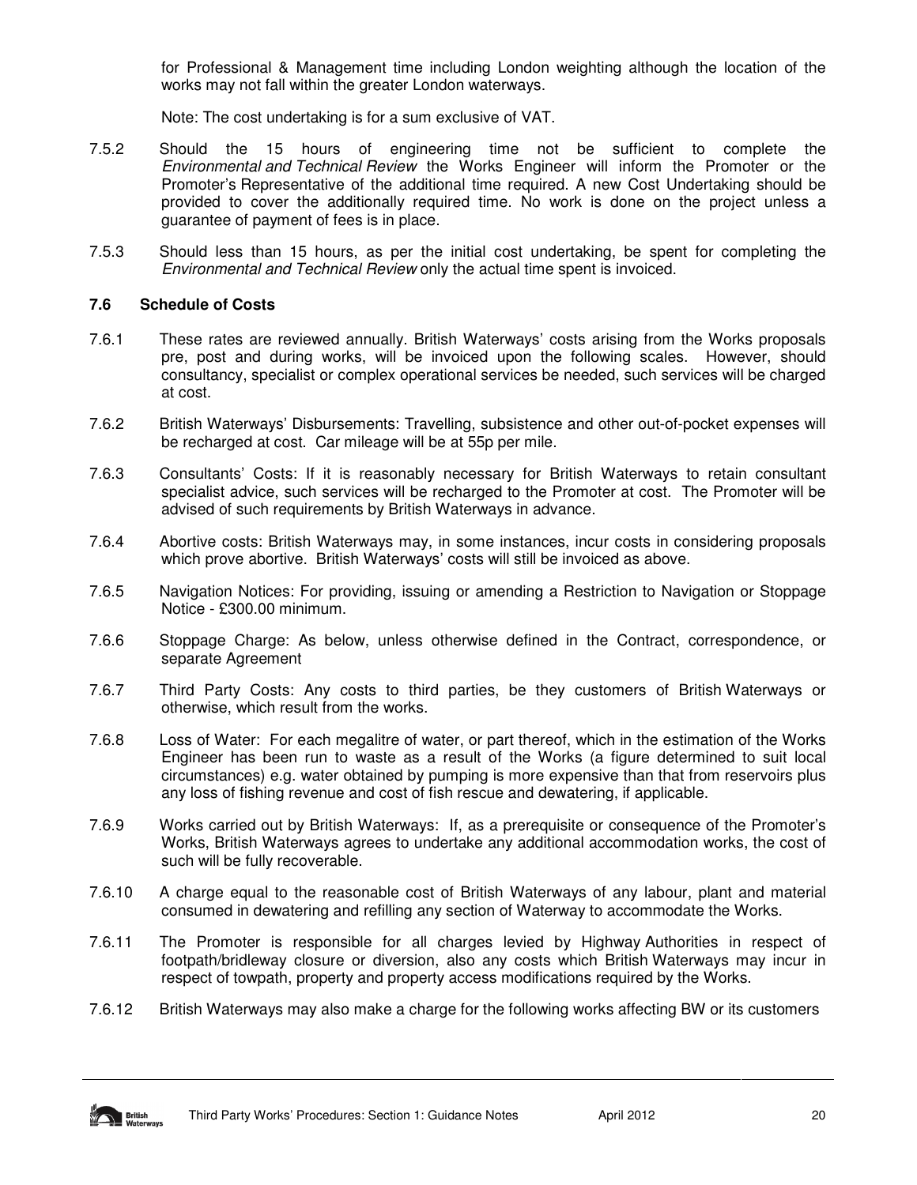for Professional & Management time including London weighting although the location of the works may not fall within the greater London waterways.

Note: The cost undertaking is for a sum exclusive of VAT.

7.5.2 Should the 15 hours of engineering time not be sufficient to complete the *Environmental and Technical Review* the Works Engineer will inform the Promoter or the Promoter's Representative of the additional time required. A new Cost Undertaking should be provided to cover the additionally required time. No work is done on the project unless a guarantee of payment of fees is in place.

7.5.3 Should less than 15 hours, as per the initial cost undertaking, be spent for completing the *Environmental and Technical Review* only the actual time spent is invoiced.

### 7.6 Schedule of Costs

7.6.1 These rates are reviewed annually. British Waterways' costs arising from the Works proposals pre, post and during works, will be invoiced upon the following scales. However, should consultancy, specialist or complex operational services be needed, such services will be charged at cost.

7.6.2 British Waterways' Disbursements: Travelling, subsistence and other out-of-pocket expenses will be recharged at cost. Car mileage will be at 55p per mile.

7.6.3 Consultants' Costs: If it is reasonably necessary for British Waterways to retain consultant specialist advice, such services will be recharged to the Promoter at cost. The Promoter will be advised of such requirements by British Waterways in advance.

7.6.4 Abortive costs: British Waterways may, in some instances, incur costs in considering proposals which prove abortive. British Waterways' costs will still be invoiced as above.

7.6.5 Navigation Notices: For providing, issuing or amending a Restriction to Navigation or Stoppage Notice - £300.00 minimum.

7.6.6 Stoppage Charge: As below, unless otherwise defined in the Contract, correspondence, or separate Agreement

7.6.7 Third Party Costs: Any costs to third parties, be they customers of British Waterways or otherwise, which result from the works.

7.6.8 Loss of Water: For each megalitre of water, or part thereof, which in the estimation of the Works Engineer has been run to waste as a result of the Works (a figure determined to suit local circumstances) e.g. water obtained by pumping is more expensive than that from reservoirs plus any loss of fishing revenue and cost of fish rescue and dewatering, if applicable.

7.6.9 Works carried out by British Waterways: If, as a prerequisite or consequence of the Promoter's Works, British Waterways agrees to undertake any additional accommodation works, the cost of such will be fully recoverable.

7.6.10 A charge equal to the reasonable cost of British Waterways of any labour, plant and material consumed in dewatering and refilling any section of Waterway to accommodate the Works.

7.6.11 The Promoter is responsible for all charges levied by Highway Authorities in respect of footpath/bridleway closure or diversion, also any costs which British Waterways may incur in respect of towpath, property and property access modifications required by the Works.

7.6.12 British Waterways may also make a charge for the following works affecting BW or its customers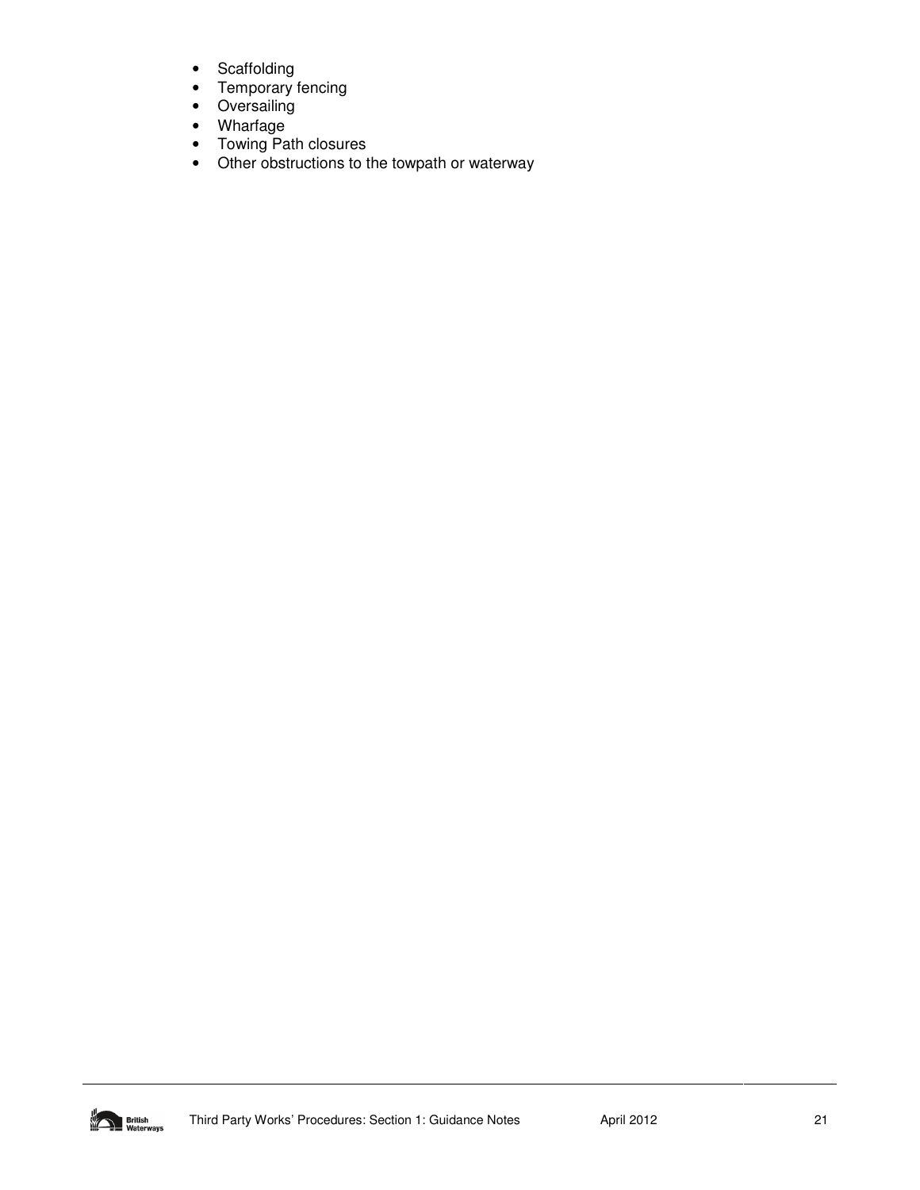- Scaffolding
- Temporary fencing
- Oversailing
- Wharfage
- Towing Path closures
- Other obstructions to the towpath or waterway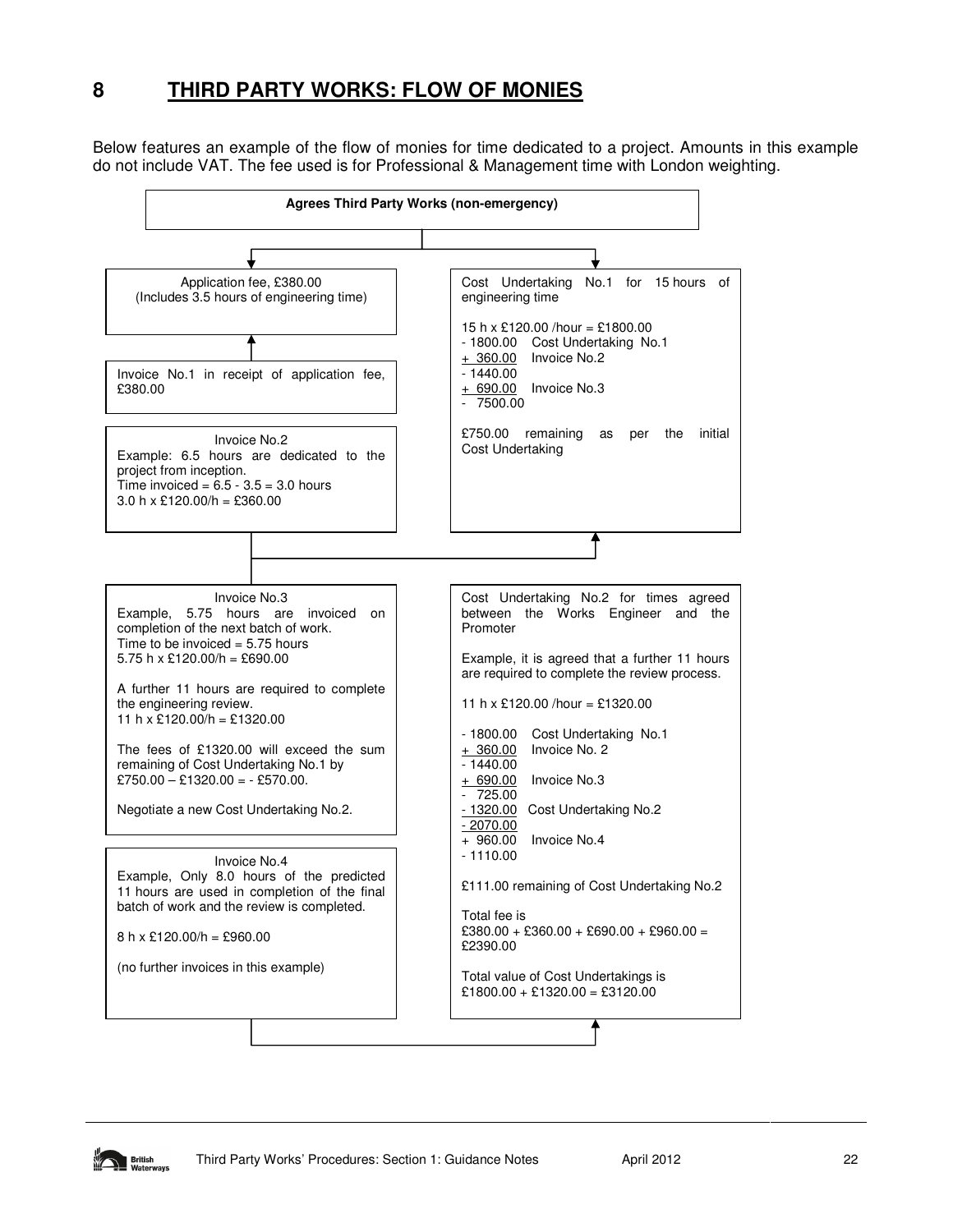# 8 THIRD PARTY WORKS: FLOW OF MONIES

Below features an example of the flow of monies for time dedicated to a project. Amounts in this example do not include VAT. The fee used is for Professional & Management time with London weighting.

**Agrees Third Party Works (non-emergency)**

Application fee, £380.00
(Includes 3.5 hours of engineering time)

Invoice No.1 in receipt of application fee, £380.00

Invoice No.2
Example: 6.5 hours are dedicated to the project from inception.
Time invoiced = 6.5 - 3.5 = 3.0 hours
3.0 h x £120.00/h = £360.00

Cost Undertaking No.1 for 15 hours of engineering time

15 h x £120.00 /hour = £1800.00
- 1800.00 Cost Undertaking No.1
+ 360.00 Invoice No.2
- 1440.00
+ 690.00 Invoice No.3
- 7500.00

£750.00 remaining as per the initial Cost Undertaking

Invoice No.3
Example, 5.75 hours are invoiced on completion of the next batch of work.
Time to be invoiced = 5.75 hours
5.75 h x £120.00/h = £690.00

A further 11 hours are required to complete the engineering review.
11 h x £120.00/h = £1320.00

The fees of £1320.00 will exceed the sum remaining of Cost Undertaking No.1 by £750.00 – £1320.00 = - £570.00.

Negotiate a new Cost Undertaking No.2.

Invoice No.4
Example, Only 8.0 hours of the predicted 11 hours are used in completion of the final batch of work and the review is completed.

8 h x £120.00/h = £960.00

(no further invoices in this example)

Cost Undertaking No.2 for times agreed between the Works Engineer and the Promoter

Example, it is agreed that a further 11 hours are required to complete the review process.

11 h x £120.00 /hour = £1320.00

- 1800.00 Cost Undertaking No.1
+ 360.00 Invoice No. 2
- 1440.00
+ 690.00 Invoice No.3
- 725.00
- 1320.00 Cost Undertaking No.2
- 2070.00
+ 960.00 Invoice No.4
- 1110.00

£111.00 remaining of Cost Undertaking No.2

Total fee is
£380.00 + £360.00 + £690.00 + £960.00 = £2390.00

Total value of Cost Undertakings is
£1800.00 + £1320.00 = £3120.00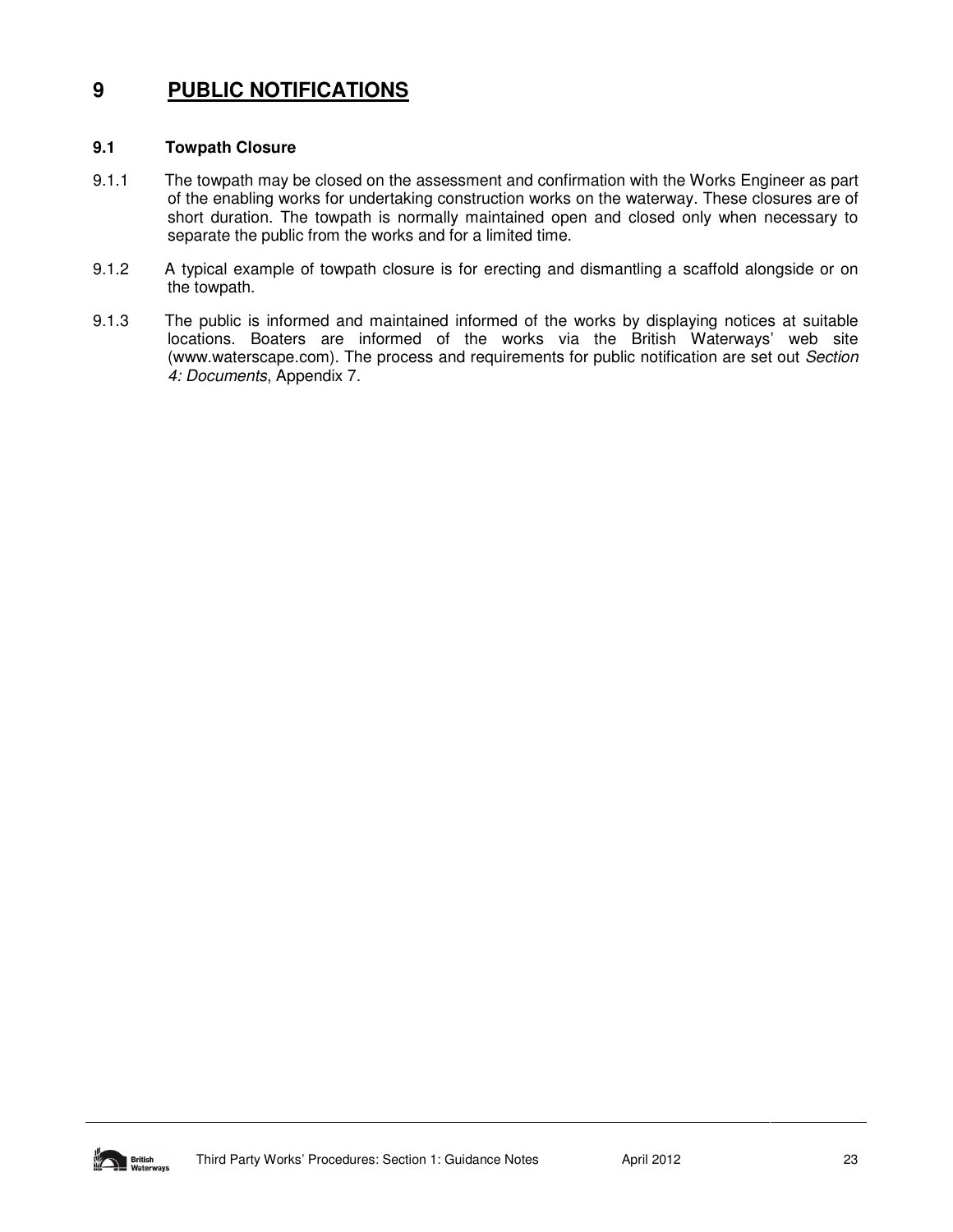# 9 PUBLIC NOTIFICATIONS

## 9.1 Towpath Closure

9.1.1 The towpath may be closed on the assessment and confirmation with the Works Engineer as part of the enabling works for undertaking construction works on the waterway. These closures are of short duration. The towpath is normally maintained open and closed only when necessary to separate the public from the works and for a limited time.

9.1.2 A typical example of towpath closure is for erecting and dismantling a scaffold alongside or on the towpath.

9.1.3 The public is informed and maintained informed of the works by displaying notices at suitable locations. Boaters are informed of the works via the British Waterways' web site (www.waterscape.com). The process and requirements for public notification are set out *Section 4: Documents*, Appendix 7.